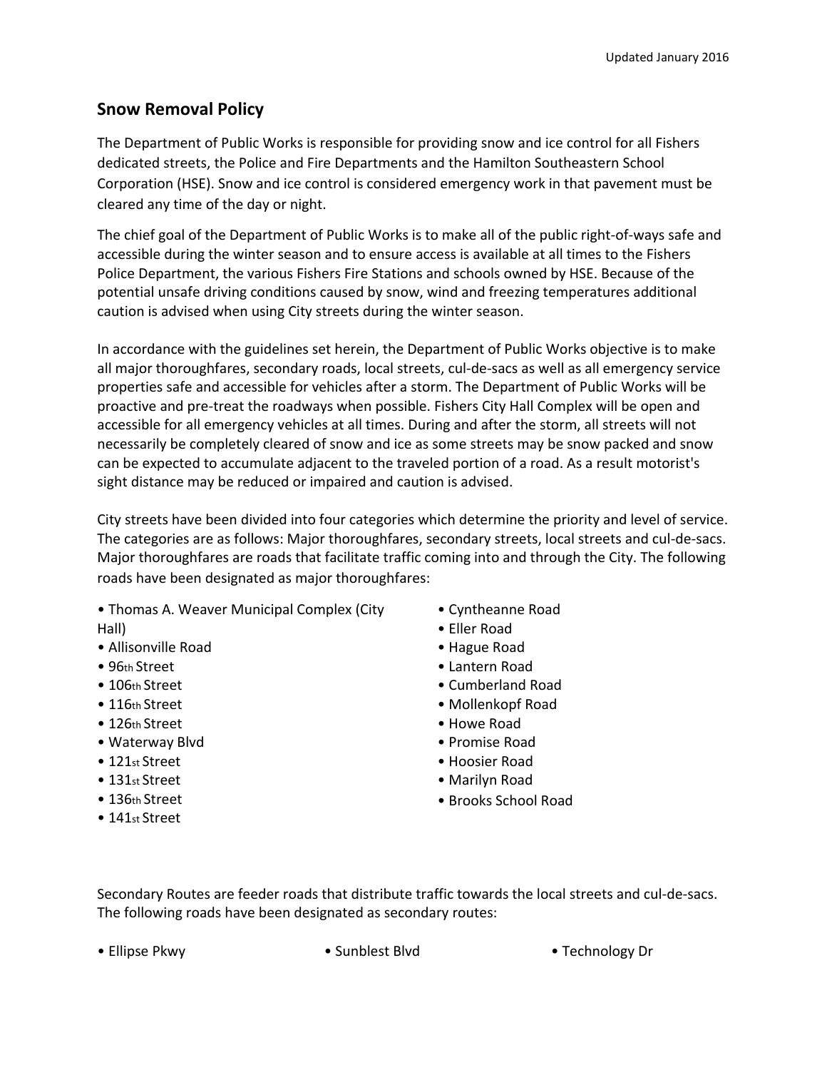Updated January 2016

## Snow Removal Policy

The Department of Public Works is responsible for providing snow and ice control for all Fishers dedicated streets, the Police and Fire Departments and the Hamilton Southeastern School Corporation (HSE). Snow and ice control is considered emergency work in that pavement must be cleared any time of the day or night.

The chief goal of the Department of Public Works is to make all of the public right-of-ways safe and accessible during the winter season and to ensure access is available at all times to the Fishers Police Department, the various Fishers Fire Stations and schools owned by HSE. Because of the potential unsafe driving conditions caused by snow, wind and freezing temperatures additional caution is advised when using City streets during the winter season.

In accordance with the guidelines set herein, the Department of Public Works objective is to make all major thoroughfares, secondary roads, local streets, cul-de-sacs as well as all emergency service properties safe and accessible for vehicles after a storm. The Department of Public Works will be proactive and pre-treat the roadways when possible. Fishers City Hall Complex will be open and accessible for all emergency vehicles at all times. During and after the storm, all streets will not necessarily be completely cleared of snow and ice as some streets may be snow packed and snow can be expected to accumulate adjacent to the traveled portion of a road. As a result motorist's sight distance may be reduced or impaired and caution is advised.

City streets have been divided into four categories which determine the priority and level of service. The categories are as follows: Major thoroughfares, secondary streets, local streets and cul-de-sacs. Major thoroughfares are roads that facilitate traffic coming into and through the City. The following roads have been designated as major thoroughfares:

- Thomas A. Weaver Municipal Complex (City Hall)
- Allisonville Road
- 96th Street
- 106th Street
- 116th Street
- 126th Street
- Waterway Blvd
- 121st Street
- 131st Street
- 136th Street
- 141st Street
- Cyntheanne Road
- Eller Road
- Hague Road
- Lantern Road
- Cumberland Road
- Mollenkopf Road
- Howe Road
- Promise Road
- Hoosier Road
- Marilyn Road
- Brooks School Road

Secondary Routes are feeder roads that distribute traffic towards the local streets and cul-de-sacs. The following roads have been designated as secondary routes:

- Ellipse Pkwy
- Sunblest Blvd
- Technology Dr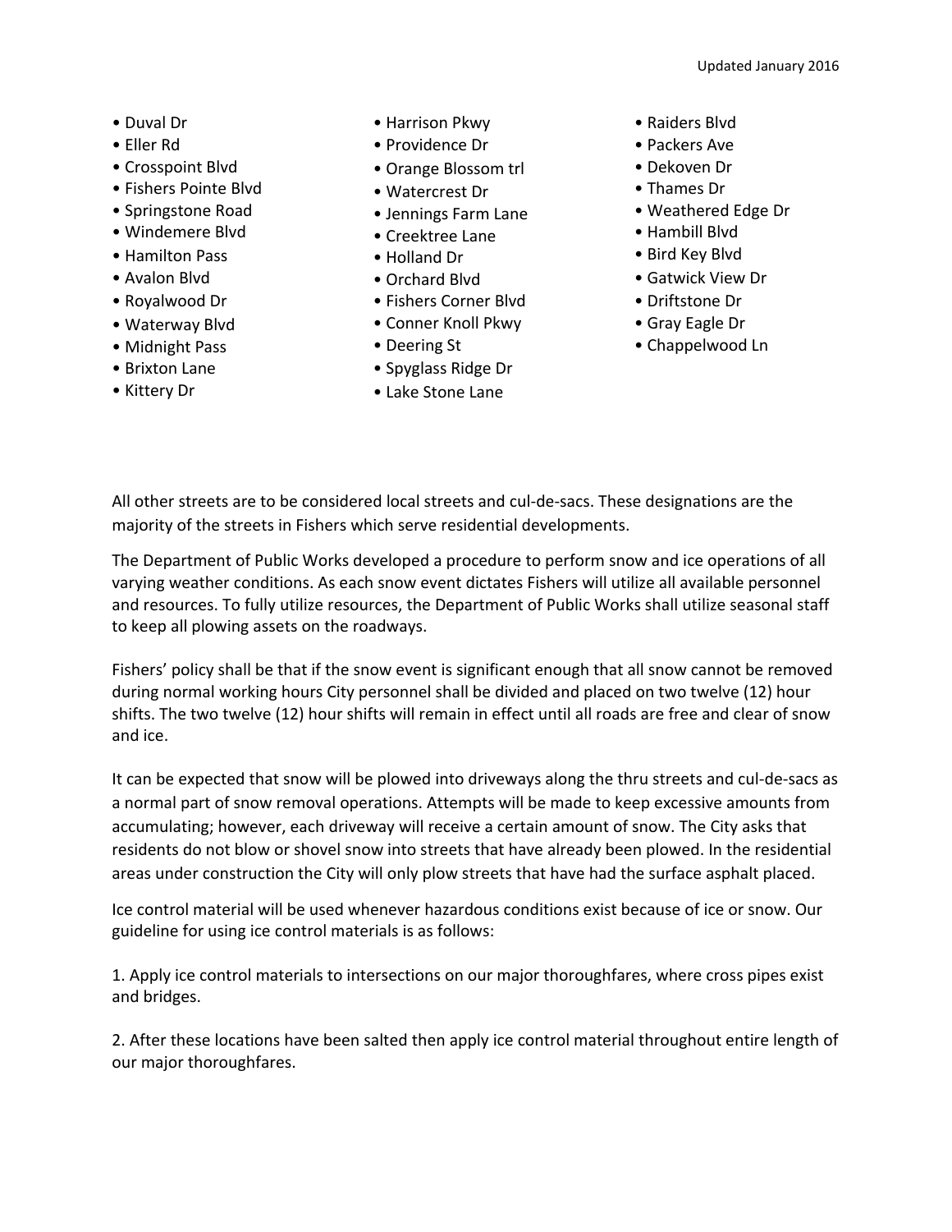Updated January 2016

- Duval Dr
- Eller Rd
- Crosspoint Blvd
- Fishers Pointe Blvd
- Springstone Road
- Windemere Blvd
- Hamilton Pass
- Avalon Blvd
- Royalwood Dr
- Waterway Blvd
- Midnight Pass
- Brixton Lane
- Kittery Dr
- Harrison Pkwy
- Providence Dr
- Orange Blossom trl
- Watercrest Dr
- Jennings Farm Lane
- Creektree Lane
- Holland Dr
- Orchard Blvd
- Fishers Corner Blvd
- Conner Knoll Pkwy
- Deering St
- Spyglass Ridge Dr
- Lake Stone Lane
- Raiders Blvd
- Packers Ave
- Dekoven Dr
- Thames Dr
- Weathered Edge Dr
- Hambill Blvd
- Bird Key Blvd
- Gatwick View Dr
- Driftstone Dr
- Gray Eagle Dr
- Chappelwood Ln

All other streets are to be considered local streets and cul-de-sacs. These designations are the majority of the streets in Fishers which serve residential developments.

The Department of Public Works developed a procedure to perform snow and ice operations of all varying weather conditions. As each snow event dictates Fishers will utilize all available personnel and resources. To fully utilize resources, the Department of Public Works shall utilize seasonal staff to keep all plowing assets on the roadways.

Fishers' policy shall be that if the snow event is significant enough that all snow cannot be removed during normal working hours City personnel shall be divided and placed on two twelve (12) hour shifts. The two twelve (12) hour shifts will remain in effect until all roads are free and clear of snow and ice.

It can be expected that snow will be plowed into driveways along the thru streets and cul-de-sacs as a normal part of snow removal operations. Attempts will be made to keep excessive amounts from accumulating; however, each driveway will receive a certain amount of snow. The City asks that residents do not blow or shovel snow into streets that have already been plowed. In the residential areas under construction the City will only plow streets that have had the surface asphalt placed.

Ice control material will be used whenever hazardous conditions exist because of ice or snow. Our guideline for using ice control materials is as follows:

1. Apply ice control materials to intersections on our major thoroughfares, where cross pipes exist and bridges.

2. After these locations have been salted then apply ice control material throughout entire length of our major thoroughfares.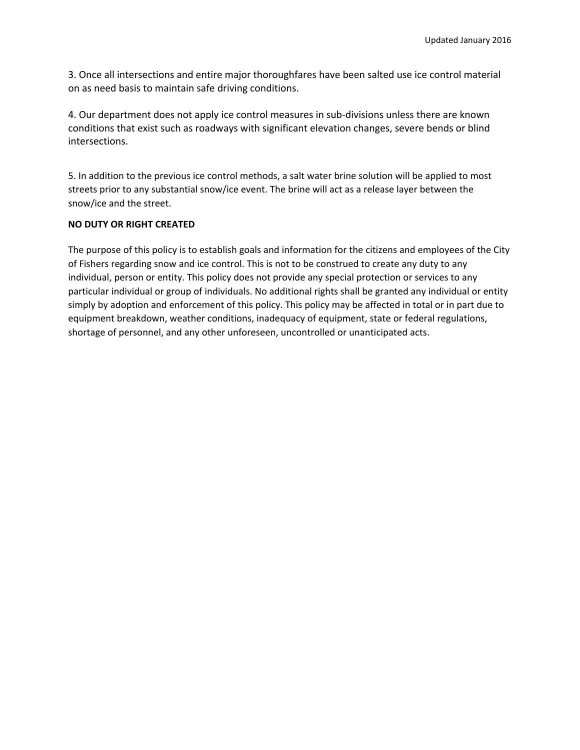3. Once all intersections and entire major thoroughfares have been salted use ice control material on as need basis to maintain safe driving conditions.

4. Our department does not apply ice control measures in sub-divisions unless there are known conditions that exist such as roadways with significant elevation changes, severe bends or blind intersections.

5. In addition to the previous ice control methods, a salt water brine solution will be applied to most streets prior to any substantial snow/ice event. The brine will act as a release layer between the snow/ice and the street.

**NO DUTY OR RIGHT CREATED**

The purpose of this policy is to establish goals and information for the citizens and employees of the City of Fishers regarding snow and ice control. This is not to be construed to create any duty to any individual, person or entity. This policy does not provide any special protection or services to any particular individual or group of individuals. No additional rights shall be granted any individual or entity simply by adoption and enforcement of this policy. This policy may be affected in total or in part due to equipment breakdown, weather conditions, inadequacy of equipment, state or federal regulations, shortage of personnel, and any other unforeseen, uncontrolled or unanticipated acts.